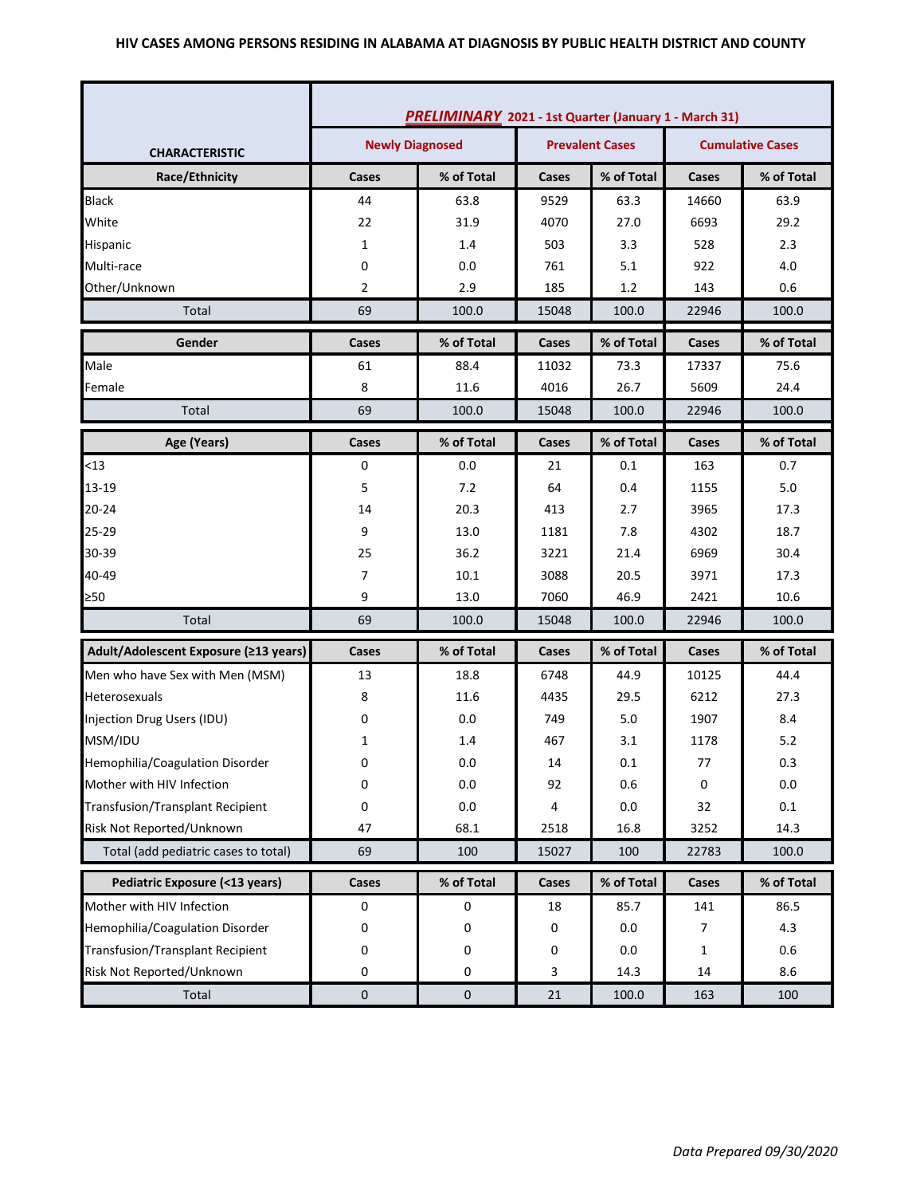# HIV CASES AMONG PERSONS RESIDING IN ALABAMA AT DIAGNOSIS BY PUBLIC HEALTH DISTRICT AND COUNTY

| CHARACTERISTIC | ***PRELIMINARY*** 2021 - 1st Quarter (January 1 - March 31) | | | | | |
|---|---|---|---|---|---|---|
| | Newly Diagnosed | | Prevalent Cases | | Cumulative Cases | |
| **Race/Ethnicity** | **Cases** | **% of Total** | **Cases** | **% of Total** | **Cases** | **% of Total** |
| Black | 44 | 63.8 | 9529 | 63.3 | 14660 | 63.9 |
| White | 22 | 31.9 | 4070 | 27.0 | 6693 | 29.2 |
| Hispanic | 1 | 1.4 | 503 | 3.3 | 528 | 2.3 |
| Multi-race | 0 | 0.0 | 761 | 5.1 | 922 | 4.0 |
| Other/Unknown | 2 | 2.9 | 185 | 1.2 | 143 | 0.6 |
| Total | 69 | 100.0 | 15048 | 100.0 | 22946 | 100.0 |

| **Gender** | **Cases** | **% of Total** | **Cases** | **% of Total** | **Cases** | **% of Total** |
|---|---|---|---|---|---|---|
| Male | 61 | 88.4 | 11032 | 73.3 | 17337 | 75.6 |
| Female | 8 | 11.6 | 4016 | 26.7 | 5609 | 24.4 |
| Total | 69 | 100.0 | 15048 | 100.0 | 22946 | 100.0 |

| **Age (Years)** | **Cases** | **% of Total** | **Cases** | **% of Total** | **Cases** | **% of Total** |
|---|---|---|---|---|---|---|
| <13 | 0 | 0.0 | 21 | 0.1 | 163 | 0.7 |
| 13-19 | 5 | 7.2 | 64 | 0.4 | 1155 | 5.0 |
| 20-24 | 14 | 20.3 | 413 | 2.7 | 3965 | 17.3 |
| 25-29 | 9 | 13.0 | 1181 | 7.8 | 4302 | 18.7 |
| 30-39 | 25 | 36.2 | 3221 | 21.4 | 6969 | 30.4 |
| 40-49 | 7 | 10.1 | 3088 | 20.5 | 3971 | 17.3 |
| ≥50 | 9 | 13.0 | 7060 | 46.9 | 2421 | 10.6 |
| Total | 69 | 100.0 | 15048 | 100.0 | 22946 | 100.0 |

| **Adult/Adolescent Exposure (≥13 years)** | **Cases** | **% of Total** | **Cases** | **% of Total** | **Cases** | **% of Total** |
|---|---|---|---|---|---|---|
| Men who have Sex with Men (MSM) | 13 | 18.8 | 6748 | 44.9 | 10125 | 44.4 |
| Heterosexuals | 8 | 11.6 | 4435 | 29.5 | 6212 | 27.3 |
| Injection Drug Users (IDU) | 0 | 0.0 | 749 | 5.0 | 1907 | 8.4 |
| MSM/IDU | 1 | 1.4 | 467 | 3.1 | 1178 | 5.2 |
| Hemophilia/Coagulation Disorder | 0 | 0.0 | 14 | 0.1 | 77 | 0.3 |
| Mother with HIV Infection | 0 | 0.0 | 92 | 0.6 | 0 | 0.0 |
| Transfusion/Transplant Recipient | 0 | 0.0 | 4 | 0.0 | 32 | 0.1 |
| Risk Not Reported/Unknown | 47 | 68.1 | 2518 | 16.8 | 3252 | 14.3 |
| Total (add pediatric cases to total) | 69 | 100 | 15027 | 100 | 22783 | 100.0 |

| **Pediatric Exposure (<13 years)** | **Cases** | **% of Total** | **Cases** | **% of Total** | **Cases** | **% of Total** |
|---|---|---|---|---|---|---|
| Mother with HIV Infection | 0 | 0 | 18 | 85.7 | 141 | 86.5 |
| Hemophilia/Coagulation Disorder | 0 | 0 | 0 | 0.0 | 7 | 4.3 |
| Transfusion/Transplant Recipient | 0 | 0 | 0 | 0.0 | 1 | 0.6 |
| Risk Not Reported/Unknown | 0 | 0 | 3 | 14.3 | 14 | 8.6 |
| Total | 0 | 0 | 21 | 100.0 | 163 | 100 |

*Data Prepared 09/30/2020*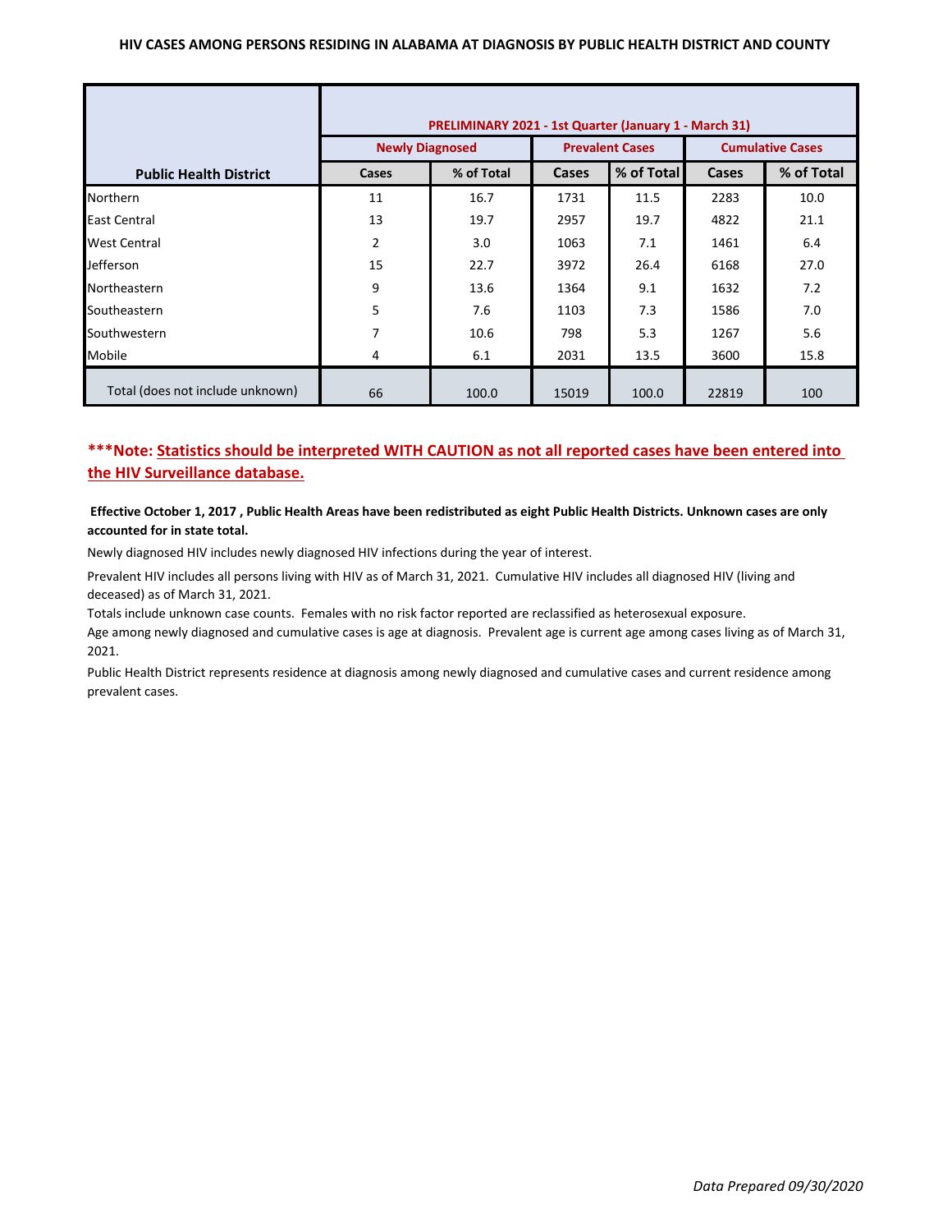**HIV CASES AMONG PERSONS RESIDING IN ALABAMA AT DIAGNOSIS BY PUBLIC HEALTH DISTRICT AND COUNTY**

| Public Health District | PRELIMINARY 2021 - 1st Quarter (January 1 - March 31) | | | | | |
|---|---|---|---|---|---|---|
| | Newly Diagnosed | | Prevalent Cases | | Cumulative Cases | |
| | Cases | % of Total | Cases | % of Total | Cases | % of Total |
| Northern | 11 | 16.7 | 1731 | 11.5 | 2283 | 10.0 |
| East Central | 13 | 19.7 | 2957 | 19.7 | 4822 | 21.1 |
| West Central | 2 | 3.0 | 1063 | 7.1 | 1461 | 6.4 |
| Jefferson | 15 | 22.7 | 3972 | 26.4 | 6168 | 27.0 |
| Northeastern | 9 | 13.6 | 1364 | 9.1 | 1632 | 7.2 |
| Southeastern | 5 | 7.6 | 1103 | 7.3 | 1586 | 7.0 |
| Southwestern | 7 | 10.6 | 798 | 5.3 | 1267 | 5.6 |
| Mobile | 4 | 6.1 | 2031 | 13.5 | 3600 | 15.8 |
| Total (does not include unknown) | 66 | 100.0 | 15019 | 100.0 | 22819 | 100 |

**\*\*\*Note: Statistics should be interpreted WITH CAUTION as not all reported cases have been entered into the HIV Surveillance database.**

**Effective October 1, 2017 , Public Health Areas have been redistributed as eight Public Health Districts. Unknown cases are only accounted for in state total.**

Newly diagnosed HIV includes newly diagnosed HIV infections during the year of interest.

Prevalent HIV includes all persons living with HIV as of March 31, 2021. Cumulative HIV includes all diagnosed HIV (living and deceased) as of March 31, 2021.

Totals include unknown case counts. Females with no risk factor reported are reclassified as heterosexual exposure.

Age among newly diagnosed and cumulative cases is age at diagnosis. Prevalent age is current age among cases living as of March 31, 2021.

Public Health District represents residence at diagnosis among newly diagnosed and cumulative cases and current residence among prevalent cases.

*Data Prepared 09/30/2020*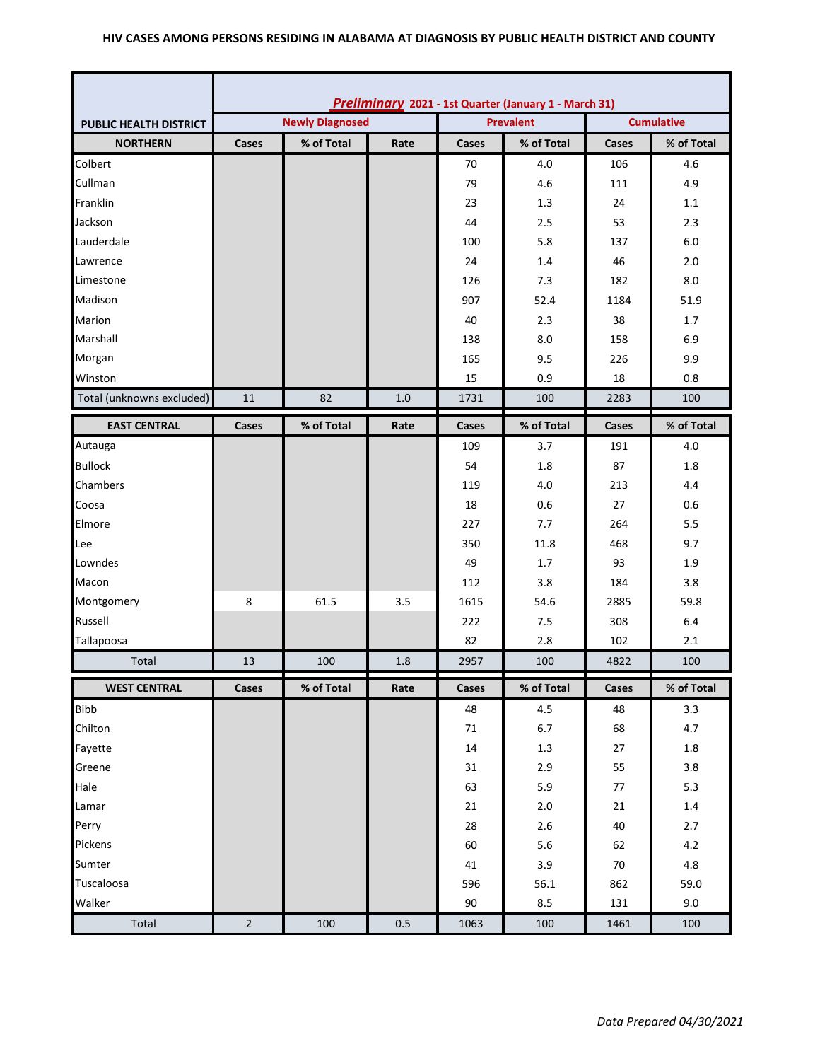**HIV CASES AMONG PERSONS RESIDING IN ALABAMA AT DIAGNOSIS BY PUBLIC HEALTH DISTRICT AND COUNTY**

| PUBLIC HEALTH DISTRICT | ***Preliminary* 2021 - 1st Quarter (January 1 - March 31)** | | | | | | |
|---|---|---|---|---|---|---|---|
| | **Newly Diagnosed** | | | **Prevalent** | | **Cumulative** | |
| **NORTHERN** | **Cases** | **% of Total** | **Rate** | **Cases** | **% of Total** | **Cases** | **% of Total** |
| Colbert | | | | 70 | 4.0 | 106 | 4.6 |
| Cullman | | | | 79 | 4.6 | 111 | 4.9 |
| Franklin | | | | 23 | 1.3 | 24 | 1.1 |
| Jackson | | | | 44 | 2.5 | 53 | 2.3 |
| Lauderdale | | | | 100 | 5.8 | 137 | 6.0 |
| Lawrence | | | | 24 | 1.4 | 46 | 2.0 |
| Limestone | | | | 126 | 7.3 | 182 | 8.0 |
| Madison | | | | 907 | 52.4 | 1184 | 51.9 |
| Marion | | | | 40 | 2.3 | 38 | 1.7 |
| Marshall | | | | 138 | 8.0 | 158 | 6.9 |
| Morgan | | | | 165 | 9.5 | 226 | 9.9 |
| Winston | | | | 15 | 0.9 | 18 | 0.8 |
| Total (unknowns excluded) | 11 | 82 | 1.0 | 1731 | 100 | 2283 | 100 |
| **EAST CENTRAL** | **Cases** | **% of Total** | **Rate** | **Cases** | **% of Total** | **Cases** | **% of Total** |
| Autauga | | | | 109 | 3.7 | 191 | 4.0 |
| Bullock | | | | 54 | 1.8 | 87 | 1.8 |
| Chambers | | | | 119 | 4.0 | 213 | 4.4 |
| Coosa | | | | 18 | 0.6 | 27 | 0.6 |
| Elmore | | | | 227 | 7.7 | 264 | 5.5 |
| Lee | | | | 350 | 11.8 | 468 | 9.7 |
| Lowndes | | | | 49 | 1.7 | 93 | 1.9 |
| Macon | | | | 112 | 3.8 | 184 | 3.8 |
| Montgomery | 8 | 61.5 | 3.5 | 1615 | 54.6 | 2885 | 59.8 |
| Russell | | | | 222 | 7.5 | 308 | 6.4 |
| Tallapoosa | | | | 82 | 2.8 | 102 | 2.1 |
| Total | 13 | 100 | 1.8 | 2957 | 100 | 4822 | 100 |
| **WEST CENTRAL** | **Cases** | **% of Total** | **Rate** | **Cases** | **% of Total** | **Cases** | **% of Total** |
| Bibb | | | | 48 | 4.5 | 48 | 3.3 |
| Chilton | | | | 71 | 6.7 | 68 | 4.7 |
| Fayette | | | | 14 | 1.3 | 27 | 1.8 |
| Greene | | | | 31 | 2.9 | 55 | 3.8 |
| Hale | | | | 63 | 5.9 | 77 | 5.3 |
| Lamar | | | | 21 | 2.0 | 21 | 1.4 |
| Perry | | | | 28 | 2.6 | 40 | 2.7 |
| Pickens | | | | 60 | 5.6 | 62 | 4.2 |
| Sumter | | | | 41 | 3.9 | 70 | 4.8 |
| Tuscaloosa | | | | 596 | 56.1 | 862 | 59.0 |
| Walker | | | | 90 | 8.5 | 131 | 9.0 |
| Total | 2 | 100 | 0.5 | 1063 | 100 | 1461 | 100 |

*Data Prepared 04/30/2021*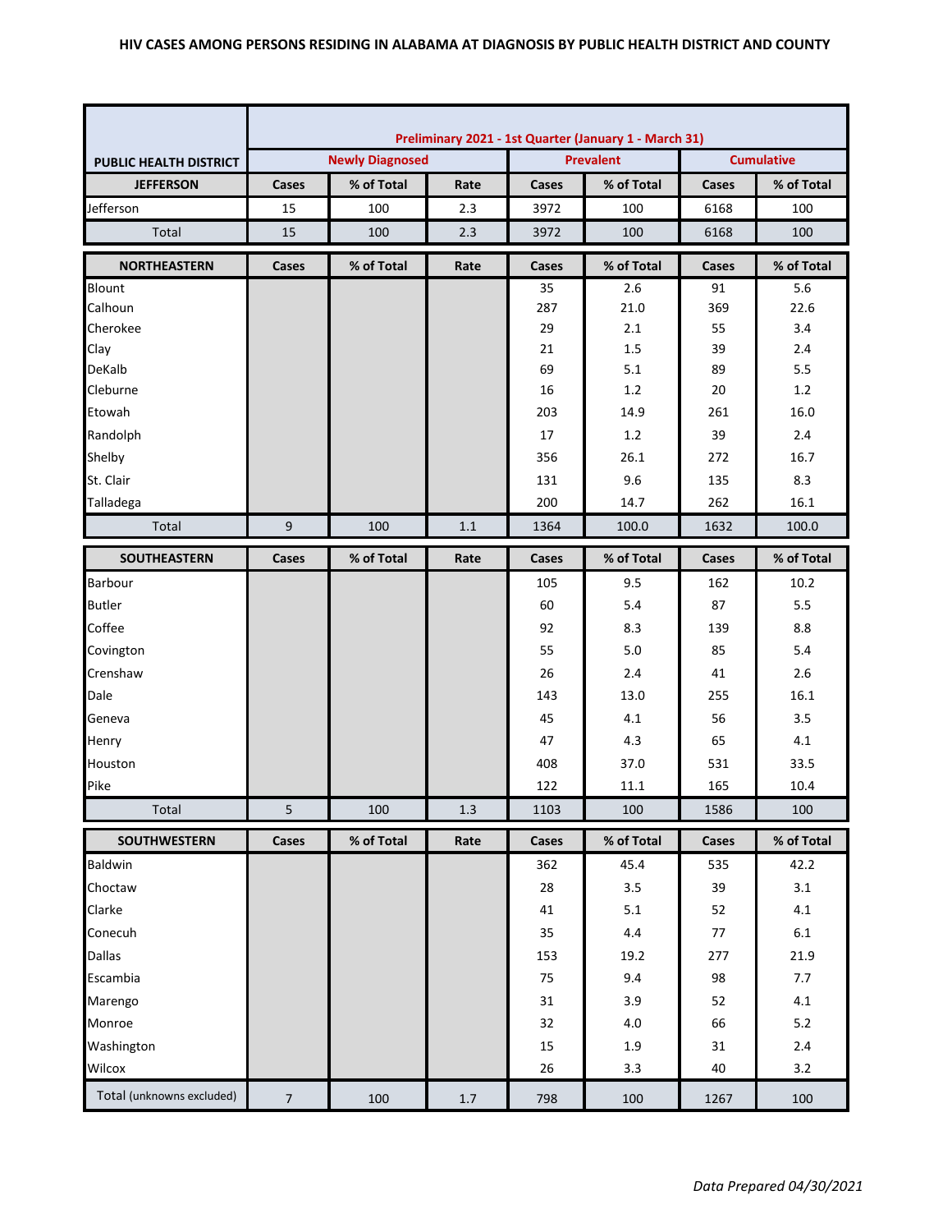# HIV CASES AMONG PERSONS RESIDING IN ALABAMA AT DIAGNOSIS BY PUBLIC HEALTH DISTRICT AND COUNTY

| | Preliminary 2021 - 1st Quarter (January 1 - March 31) | | | | | | |
|---|---|---|---|---|---|---|---|
| PUBLIC HEALTH DISTRICT | Newly Diagnosed | | | Prevalent | | Cumulative | |
| JEFFERSON | Cases | % of Total | Rate | Cases | % of Total | Cases | % of Total |
| Jefferson | 15 | 100 | 2.3 | 3972 | 100 | 6168 | 100 |
| Total | 15 | 100 | 2.3 | 3972 | 100 | 6168 | 100 |

| NORTHEASTERN | Cases | % of Total | Rate | Cases | % of Total | Cases | % of Total |
|---|---|---|---|---|---|---|---|
| Blount | | | | 35 | 2.6 | 91 | 5.6 |
| Calhoun | | | | 287 | 21.0 | 369 | 22.6 |
| Cherokee | | | | 29 | 2.1 | 55 | 3.4 |
| Clay | | | | 21 | 1.5 | 39 | 2.4 |
| DeKalb | | | | 69 | 5.1 | 89 | 5.5 |
| Cleburne | | | | 16 | 1.2 | 20 | 1.2 |
| Etowah | | | | 203 | 14.9 | 261 | 16.0 |
| Randolph | | | | 17 | 1.2 | 39 | 2.4 |
| Shelby | | | | 356 | 26.1 | 272 | 16.7 |
| St. Clair | | | | 131 | 9.6 | 135 | 8.3 |
| Talladega | | | | 200 | 14.7 | 262 | 16.1 |
| Total | 9 | 100 | 1.1 | 1364 | 100.0 | 1632 | 100.0 |

| SOUTHEASTERN | Cases | % of Total | Rate | Cases | % of Total | Cases | % of Total |
|---|---|---|---|---|---|---|---|
| Barbour | | | | 105 | 9.5 | 162 | 10.2 |
| Butler | | | | 60 | 5.4 | 87 | 5.5 |
| Coffee | | | | 92 | 8.3 | 139 | 8.8 |
| Covington | | | | 55 | 5.0 | 85 | 5.4 |
| Crenshaw | | | | 26 | 2.4 | 41 | 2.6 |
| Dale | | | | 143 | 13.0 | 255 | 16.1 |
| Geneva | | | | 45 | 4.1 | 56 | 3.5 |
| Henry | | | | 47 | 4.3 | 65 | 4.1 |
| Houston | | | | 408 | 37.0 | 531 | 33.5 |
| Pike | | | | 122 | 11.1 | 165 | 10.4 |
| Total | 5 | 100 | 1.3 | 1103 | 100 | 1586 | 100 |

| SOUTHWESTERN | Cases | % of Total | Rate | Cases | % of Total | Cases | % of Total |
|---|---|---|---|---|---|---|---|
| Baldwin | | | | 362 | 45.4 | 535 | 42.2 |
| Choctaw | | | | 28 | 3.5 | 39 | 3.1 |
| Clarke | | | | 41 | 5.1 | 52 | 4.1 |
| Conecuh | | | | 35 | 4.4 | 77 | 6.1 |
| Dallas | | | | 153 | 19.2 | 277 | 21.9 |
| Escambia | | | | 75 | 9.4 | 98 | 7.7 |
| Marengo | | | | 31 | 3.9 | 52 | 4.1 |
| Monroe | | | | 32 | 4.0 | 66 | 5.2 |
| Washington | | | | 15 | 1.9 | 31 | 2.4 |
| Wilcox | | | | 26 | 3.3 | 40 | 3.2 |
| Total (unknowns excluded) | 7 | 100 | 1.7 | 798 | 100 | 1267 | 100 |

*Data Prepared 04/30/2021*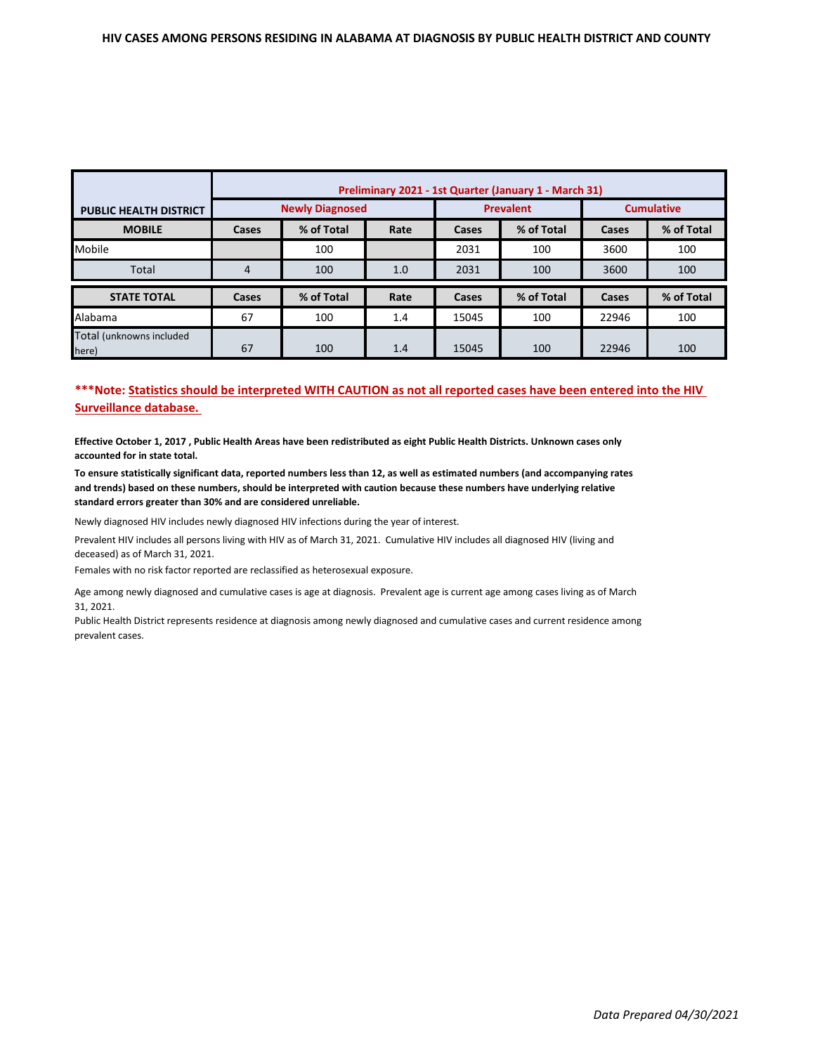**HIV CASES AMONG PERSONS RESIDING IN ALABAMA AT DIAGNOSIS BY PUBLIC HEALTH DISTRICT AND COUNTY**

| PUBLIC HEALTH DISTRICT | Preliminary 2021 - 1st Quarter (January 1 - March 31) | | | | | | |
|---|---|---|---|---|---|---|---|
| | Newly Diagnosed | | | Prevalent | | Cumulative | |
| MOBILE | Cases | % of Total | Rate | Cases | % of Total | Cases | % of Total |
| Mobile | | 100 | | 2031 | 100 | 3600 | 100 |
| Total | 4 | 100 | 1.0 | 2031 | 100 | 3600 | 100 |
| STATE TOTAL | Cases | % of Total | Rate | Cases | % of Total | Cases | % of Total |
| Alabama | 67 | 100 | 1.4 | 15045 | 100 | 22946 | 100 |
| Total (unknowns included here) | 67 | 100 | 1.4 | 15045 | 100 | 22946 | 100 |

**\*\*\*Note: Statistics should be interpreted WITH CAUTION as not all reported cases have been entered into the HIV Surveillance database.**

**Effective October 1, 2017 , Public Health Areas have been redistributed as eight Public Health Districts. Unknown cases only accounted for in state total.**

**To ensure statistically significant data, reported numbers less than 12, as well as estimated numbers (and accompanying rates and trends) based on these numbers, should be interpreted with caution because these numbers have underlying relative standard errors greater than 30% and are considered unreliable.**

Newly diagnosed HIV includes newly diagnosed HIV infections during the year of interest.

Prevalent HIV includes all persons living with HIV as of March 31, 2021. Cumulative HIV includes all diagnosed HIV (living and deceased) as of March 31, 2021.

Females with no risk factor reported are reclassified as heterosexual exposure.

Age among newly diagnosed and cumulative cases is age at diagnosis. Prevalent age is current age among cases living as of March 31, 2021.

Public Health District represents residence at diagnosis among newly diagnosed and cumulative cases and current residence among prevalent cases.

*Data Prepared 04/30/2021*